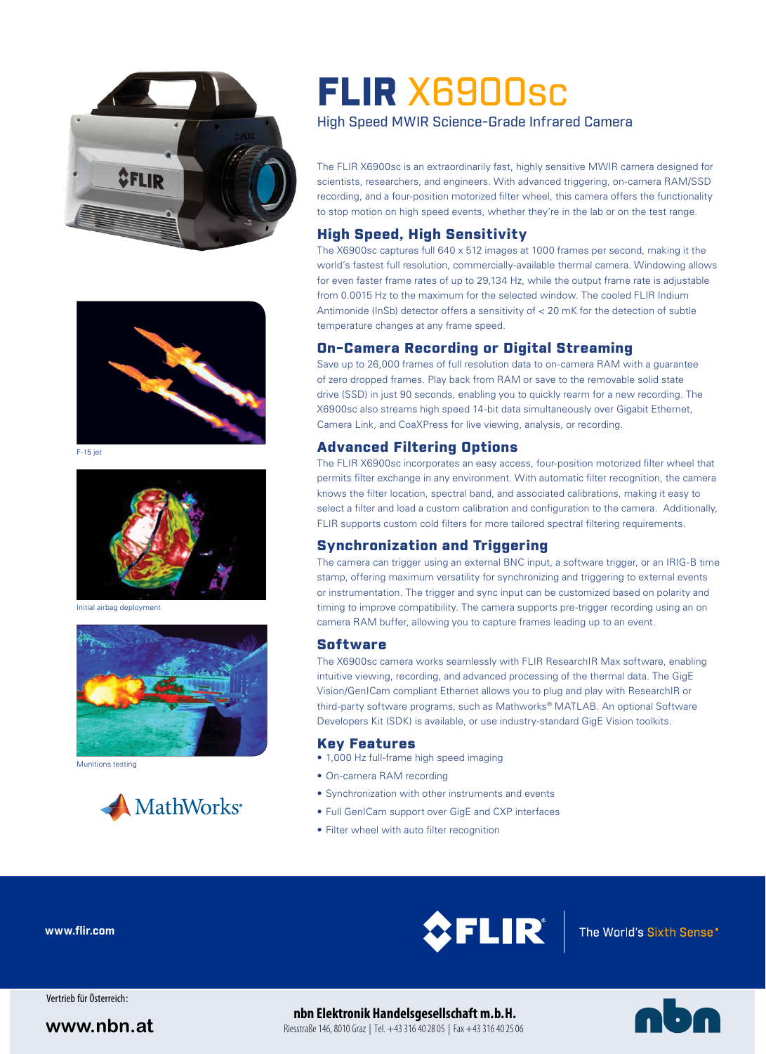# FLIR X6900sc

High Speed MWIR Science-Grade Infrared Camera

The FLIR X6900sc is an extraordinarily fast, highly sensitive MWIR camera designed for scientists, researchers, and engineers. With advanced triggering, on-camera RAM/SSD recording, and a four-position motorized filter wheel, this camera offers the functionality to stop motion on high speed events, whether they're in the lab or on the test range.

## High Speed, High Sensitivity

The X6900sc captures full 640 x 512 images at 1000 frames per second, making it the world's fastest full resolution, commercially-available thermal camera. Windowing allows for even faster frame rates of up to 29,134 Hz, while the output frame rate is adjustable from 0.0015 Hz to the maximum for the selected window. The cooled FLIR Indium Antimonide (InSb) detector offers a sensitivity of < 20 mK for the detection of subtle temperature changes at any frame speed.

## On-Camera Recording or Digital Streaming

Save up to 26,000 frames of full resolution data to on-camera RAM with a guarantee of zero dropped frames. Play back from RAM or save to the removable solid state drive (SSD) in just 90 seconds, enabling you to quickly rearm for a new recording. The X6900sc also streams high speed 14-bit data simultaneously over Gigabit Ethernet, Camera Link, and CoaXPress for live viewing, analysis, or recording.

## Advanced Filtering Options

The FLIR X6900sc incorporates an easy access, four-position motorized filter wheel that permits filter exchange in any environment. With automatic filter recognition, the camera knows the filter location, spectral band, and associated calibrations, making it easy to select a filter and load a custom calibration and configuration to the camera. Additionally, FLIR supports custom cold filters for more tailored spectral filtering requirements.

## Synchronization and Triggering

The camera can trigger using an external BNC input, a software trigger, or an IRIG-B time stamp, offering maximum versatility for synchronizing and triggering to external events or instrumentation. The trigger and sync input can be customized based on polarity and timing to improve compatibility. The camera supports pre-trigger recording using an on camera RAM buffer, allowing you to capture frames leading up to an event.

## Software

The X6900sc camera works seamlessly with FLIR ResearchIR Max software, enabling intuitive viewing, recording, and advanced processing of the thermal data. The GigE Vision/GenICam compliant Ethernet allows you to plug and play with ResearchIR or third-party software programs, such as Mathworks® MATLAB. An optional Software Developers Kit (SDK) is available, or use industry-standard GigE Vision toolkits.

## Key Features

- 1,000 Hz full-frame high speed imaging
- On-camera RAM recording
- Synchronization with other instruments and events
- Full GenICam support over GigE and CXP interfaces
- Filter wheel with auto filter recognition

F-15 jet

Initial airbag deployment

Munitions testing

MathWorks®

www.flir.com

FLIR® The World's Sixth Sense®

Vertrieb für Österreich:

www.nbn.at

**nbn Elektronik Handelsgesellschaft m.b.H.**
Riesstraße 146, 8010 Graz | Tel. +43 316 40 28 05 | Fax +43 316 40 25 06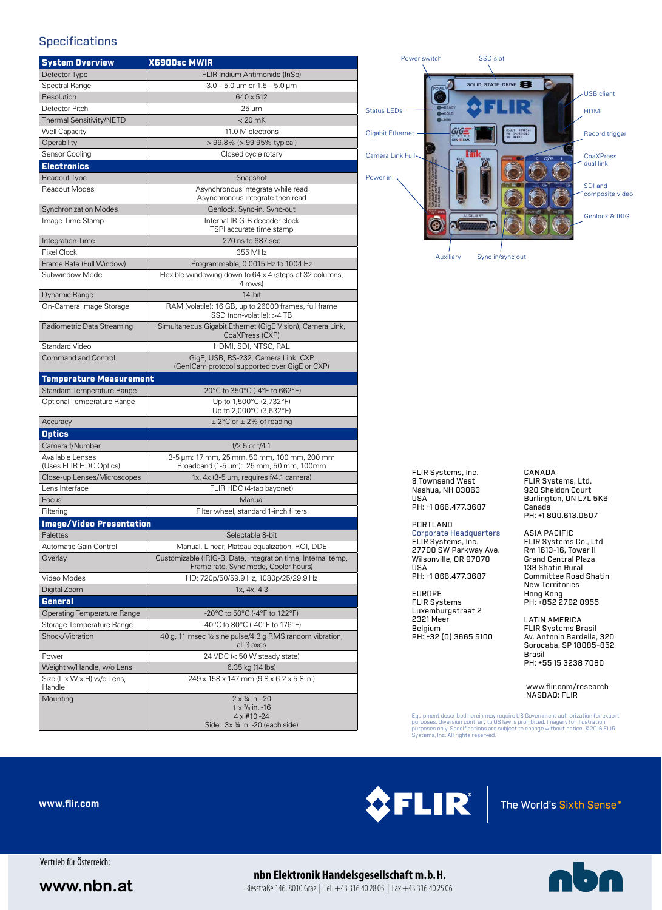## Specifications

| System Overview | X6900sc MWIR |
|---|---|
| Detector Type | FLIR Indium Antimonide (InSb) |
| Spectral Range | 3.0 – 5.0 µm or 1.5 – 5.0 µm |
| Resolution | 640 x 512 |
| Detector Pitch | 25 µm |
| Thermal Sensitivity/NETD | < 20 mK |
| Well Capacity | 11.0 M electrons |
| Operability | > 99.8% (> 99.95% typical) |
| Sensor Cooling | Closed cycle rotary |
| **Electronics** | |
| Readout Type | Snapshot |
| Readout Modes | Asynchronous integrate while read<br>Asynchronous integrate then read |
| Synchronization Modes | Genlock, Sync-in, Sync-out |
| Image Time Stamp | Internal IRIG-B decoder clock<br>TSPI accurate time stamp |
| Integration Time | 270 ns to 687 sec |
| Pixel Clock | 355 MHz |
| Frame Rate (Full Window) | Programmable; 0.0015 Hz to 1004 Hz |
| Subwindow Mode | Flexible windowing down to 64 x 4 (steps of 32 columns, 4 rows) |
| Dynamic Range | 14-bit |
| On-Camera Image Storage | RAM (volatile): 16 GB, up to 26000 frames, full frame<br>SSD (non-volatile): >4 TB |
| Radiometric Data Streaming | Simultaneous Gigabit Ethernet (GigE Vision), Camera Link, CoaXPress (CXP) |
| Standard Video | HDMI, SDI, NTSC, PAL |
| Command and Control | GigE, USB, RS-232, Camera Link, CXP<br>(GenICam protocol supported over GigE or CXP) |
| **Temperature Measurement** | |
| Standard Temperature Range | -20°C to 350°C (-4°F to 662°F) |
| Optional Temperature Range | Up to 1,500°C (2,732°F)<br>Up to 2,000°C (3,632°F) |
| Accuracy | ± 2°C or ± 2% of reading |
| **Optics** | |
| Camera f/Number | f/2.5 or f/4.1 |
| Available Lenses<br>(Uses FLIR HDC Optics) | 3-5 µm: 17 mm, 25 mm, 50 mm, 100 mm, 200 mm<br>Broadband (1-5 µm): 25 mm, 50 mm, 100mm |
| Close-up Lenses/Microscopes | 1x, 4x (3-5 µm, requires f/4.1 camera) |
| Lens Interface | FLIR HDC (4-tab bayonet) |
| Focus | Manual |
| Filtering | Filter wheel, standard 1-inch filters |
| **Image/Video Presentation** | |
| Palettes | Selectable 8-bit |
| Automatic Gain Control | Manual, Linear, Plateau equalization, ROI, DDE |
| Overlay | Customizable (IRIG-B, Date, Integration time, Internal temp, Frame rate, Sync mode, Cooler hours) |
| Video Modes | HD: 720p/50/59.9 Hz, 1080p/25/29.9 Hz |
| Digital Zoom | 1x, 4x, 4:3 |
| **General** | |
| Operating Temperature Range | -20°C to 50°C (-4°F to 122°F) |
| Storage Temperature Range | -40°C to 80°C (-40°F to 176°F) |
| Shock/Vibration | 40 g, 11 msec ½ sine pulse/4.3 g RMS random vibration, all 3 axes |
| Power | 24 VDC (< 50 W steady state) |
| Weight w/Handle, w/o Lens | 6.35 kg (14 lbs) |
| Size (L x W x H) w/o Lens, Handle | 249 x 158 x 147 mm (9.8 x 6.2 x 5.8 in.) |
| Mounting | 2 x ¼ in. -20<br>1 x ⅜ in. -16<br>4 x #10 -24<br>Side: 3x ¼ in. -20 (each side) |

Power switch
SSD slot
USB client
HDMI
Record trigger
CoaXPress dual link
SDI and composite video
Genlock & IRIG
Status LEDs
Gigabit Ethernet
Camera Link Full
Power in
Auxiliary
Sync in/sync out

FLIR Systems, Inc.
9 Townsend West
Nashua, NH 03063
USA
PH: +1 866.477.3687

PORTLAND
Corporate Headquarters
FLIR Systems, Inc.
27700 SW Parkway Ave.
Wilsonville, OR 97070
USA
PH: +1 866.477.3687

EUROPE
FLIR Systems
Luxemburgstraat 2
2321 Meer
Belgium
PH: +32 (0) 3665 5100

CANADA
FLIR Systems, Ltd.
920 Sheldon Court
Burlington, ON L7L 5K6
Canada
PH: +1 800.613.0507

ASIA PACIFIC
FLIR Systems Co., Ltd
Rm 1613-16, Tower II
Grand Central Plaza
138 Shatin Rural
Committee Road Shatin
New Territories
Hong Kong
PH: +852 2792 8955

LATIN AMERICA
FLIR Systems Brasil
Av. Antonio Bardella, 320
Sorocaba, SP 18085-852
Brasil
PH: +55 15 3238 7080

www.flir.com/research
NASDAQ: FLIR

Equipment described herein may require US Government authorization for export purposes. Diversion contrary to US law is prohibited. Imagery for illustration purposes only. Specifications are subject to change without notice. ©2016 FLIR Systems, Inc. All rights reserved.

www.flir.com

FLIR — The World's Sixth Sense®

Vertrieb für Österreich:

www.nbn.at

**nbn Elektronik Handelsgesellschaft m.b.H.**
Riesstraße 146, 8010 Graz | Tel. +43 316 40 28 05 | Fax +43 316 40 25 06